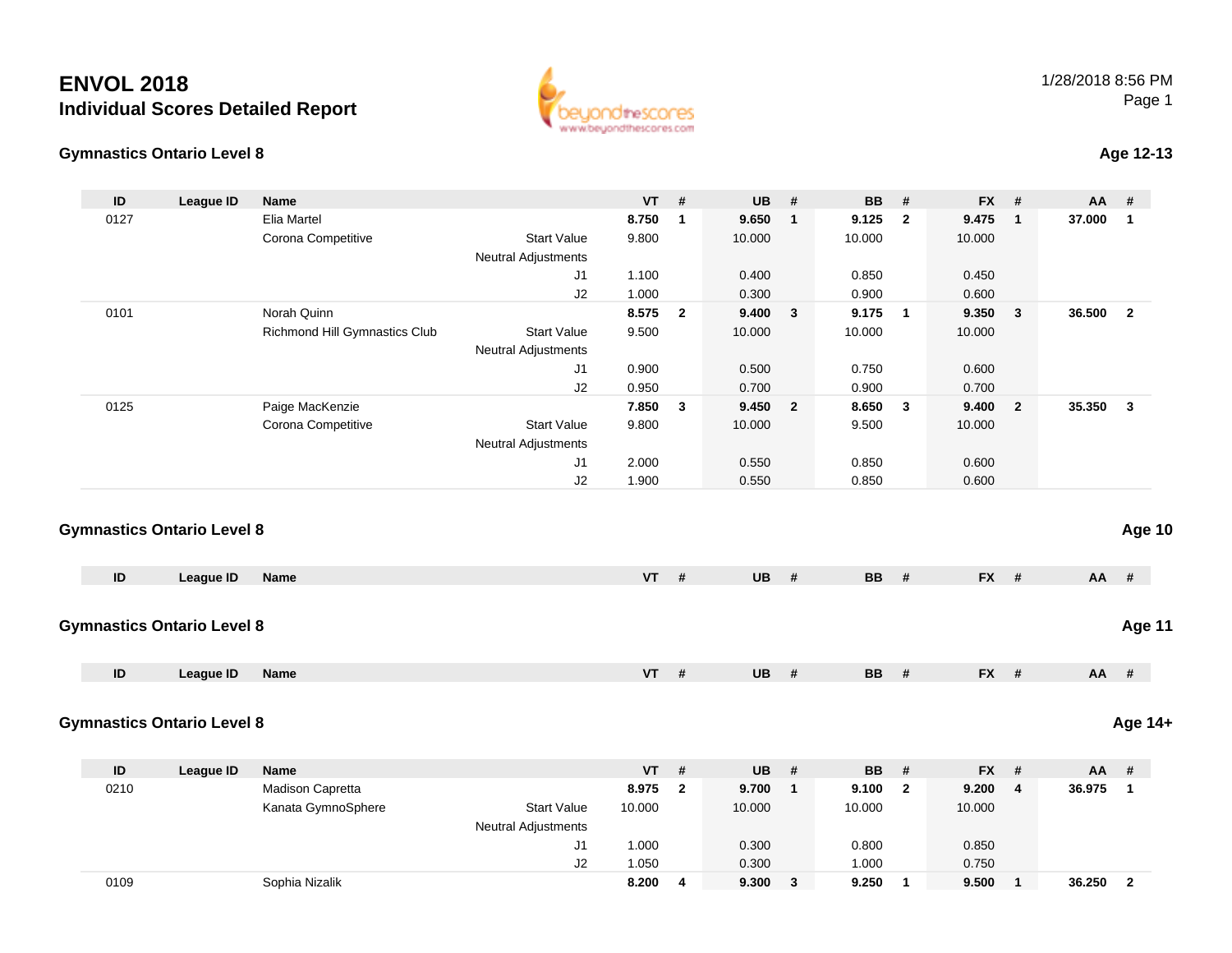# ENVOL 2018

## Individual Scores Detailed Report

1/28/2018 8:56 PM

### Gymnastics Ontario Level 8

**Age 12-13**

| ID | League ID | Name | | VT | # | UB | # | BB | # | FX | # | AA | # |
|---|---|---|---|---|---|---|---|---|---|---|---|---|---|
| 0127 | | Elia Martel | | **8.750** | **1** | **9.650** | **1** | **9.125** | **2** | **9.475** | **1** | **37.000** | **1** |
| | | Corona Competitive | Start Value | 9.800 | | 10.000 | | 10.000 | | 10.000 | | | |
| | | | Neutral Adjustments | | | | | | | | | | |
| | | | J1 | 1.100 | | 0.400 | | 0.850 | | 0.450 | | | |
| | | | J2 | 1.000 | | 0.300 | | 0.900 | | 0.600 | | | |
| 0101 | | Norah Quinn | | **8.575** | **2** | **9.400** | **3** | **9.175** | **1** | **9.350** | **3** | **36.500** | **2** |
| | | Richmond Hill Gymnastics Club | Start Value | 9.500 | | 10.000 | | 10.000 | | 10.000 | | | |
| | | | Neutral Adjustments | | | | | | | | | | |
| | | | J1 | 0.900 | | 0.500 | | 0.750 | | 0.600 | | | |
| | | | J2 | 0.950 | | 0.700 | | 0.900 | | 0.700 | | | |
| 0125 | | Paige MacKenzie | | **7.850** | **3** | **9.450** | **2** | **8.650** | **3** | **9.400** | **2** | **35.350** | **3** |
| | | Corona Competitive | Start Value | 9.800 | | 10.000 | | 9.500 | | 10.000 | | | |
| | | | Neutral Adjustments | | | | | | | | | | |
| | | | J1 | 2.000 | | 0.550 | | 0.850 | | 0.600 | | | |
| | | | J2 | 1.900 | | 0.550 | | 0.850 | | 0.600 | | | |

### Gymnastics Ontario Level 8

**Age 10**

| ID | League ID | Name | VT | # | UB | # | BB | # | FX | # | AA | # |
|---|---|---|---|---|---|---|---|---|---|---|---|---|

### Gymnastics Ontario Level 8

**Age 11**

| ID | League ID | Name | VT | # | UB | # | BB | # | FX | # | AA | # |
|---|---|---|---|---|---|---|---|---|---|---|---|---|

### Gymnastics Ontario Level 8

**Age 14+**

| ID | League ID | Name | | VT | # | UB | # | BB | # | FX | # | AA | # |
|---|---|---|---|---|---|---|---|---|---|---|---|---|---|
| 0210 | | Madison Capretta | | **8.975** | **2** | **9.700** | **1** | **9.100** | **2** | **9.200** | **4** | **36.975** | **1** |
| | | Kanata GymnoSphere | Start Value | 10.000 | | 10.000 | | 10.000 | | 10.000 | | | |
| | | | Neutral Adjustments | | | | | | | | | | |
| | | | J1 | 1.000 | | 0.300 | | 0.800 | | 0.850 | | | |
| | | | J2 | 1.050 | | 0.300 | | 1.000 | | 0.750 | | | |
| 0109 | | Sophia Nizalik | | **8.200** | **4** | **9.300** | **3** | **9.250** | **1** | **9.500** | **1** | **36.250** | **2** |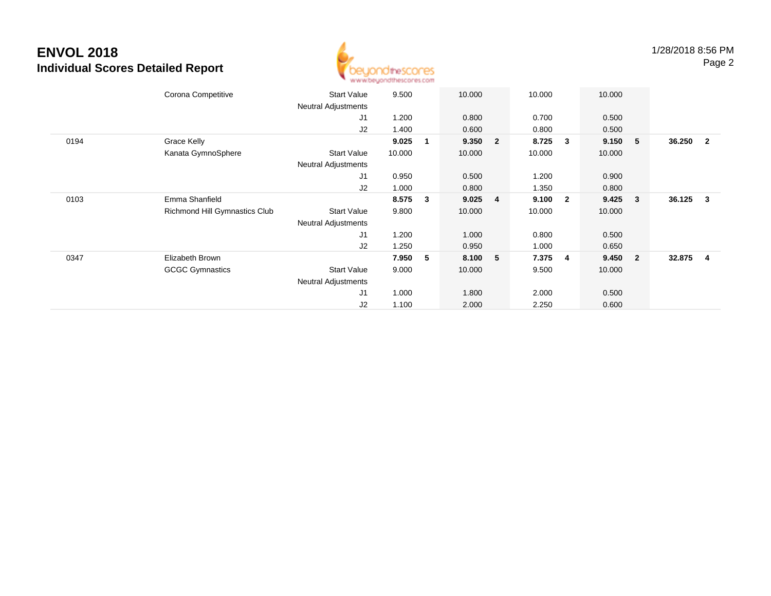# ENVOL 2018

## Individual Scores Detailed Report

| | | | | | | | | | | | | |
|---|---|---|---|---|---|---|---|---|---|---|---|---|
| | Corona Competitive | Start Value | 9.500 | | 10.000 | | 10.000 | | 10.000 | | | |
| | | Neutral Adjustments | | | | | | | | | | |
| | | J1 | 1.200 | | 0.800 | | 0.700 | | 0.500 | | | |
| | | J2 | 1.400 | | 0.600 | | 0.800 | | 0.500 | | | |
| 0194 | Grace Kelly | | **9.025** | **1** | **9.350** | **2** | **8.725** | **3** | **9.150** | **5** | **36.250** | **2** |
| | Kanata GymnoSphere | Start Value | 10.000 | | 10.000 | | 10.000 | | 10.000 | | | |
| | | Neutral Adjustments | | | | | | | | | | |
| | | J1 | 0.950 | | 0.500 | | 1.200 | | 0.900 | | | |
| | | J2 | 1.000 | | 0.800 | | 1.350 | | 0.800 | | | |
| 0103 | Emma Shanfield | | **8.575** | **3** | **9.025** | **4** | **9.100** | **2** | **9.425** | **3** | **36.125** | **3** |
| | Richmond Hill Gymnastics Club | Start Value | 9.800 | | 10.000 | | 10.000 | | 10.000 | | | |
| | | Neutral Adjustments | | | | | | | | | | |
| | | J1 | 1.200 | | 1.000 | | 0.800 | | 0.500 | | | |
| | | J2 | 1.250 | | 0.950 | | 1.000 | | 0.650 | | | |
| 0347 | Elizabeth Brown | | **7.950** | **5** | **8.100** | **5** | **7.375** | **4** | **9.450** | **2** | **32.875** | **4** |
| | GCGC Gymnastics | Start Value | 9.000 | | 10.000 | | 9.500 | | 10.000 | | | |
| | | Neutral Adjustments | | | | | | | | | | |
| | | J1 | 1.000 | | 1.800 | | 2.000 | | 0.500 | | | |
| | | J2 | 1.100 | | 2.000 | | 2.250 | | 0.600 | | | |